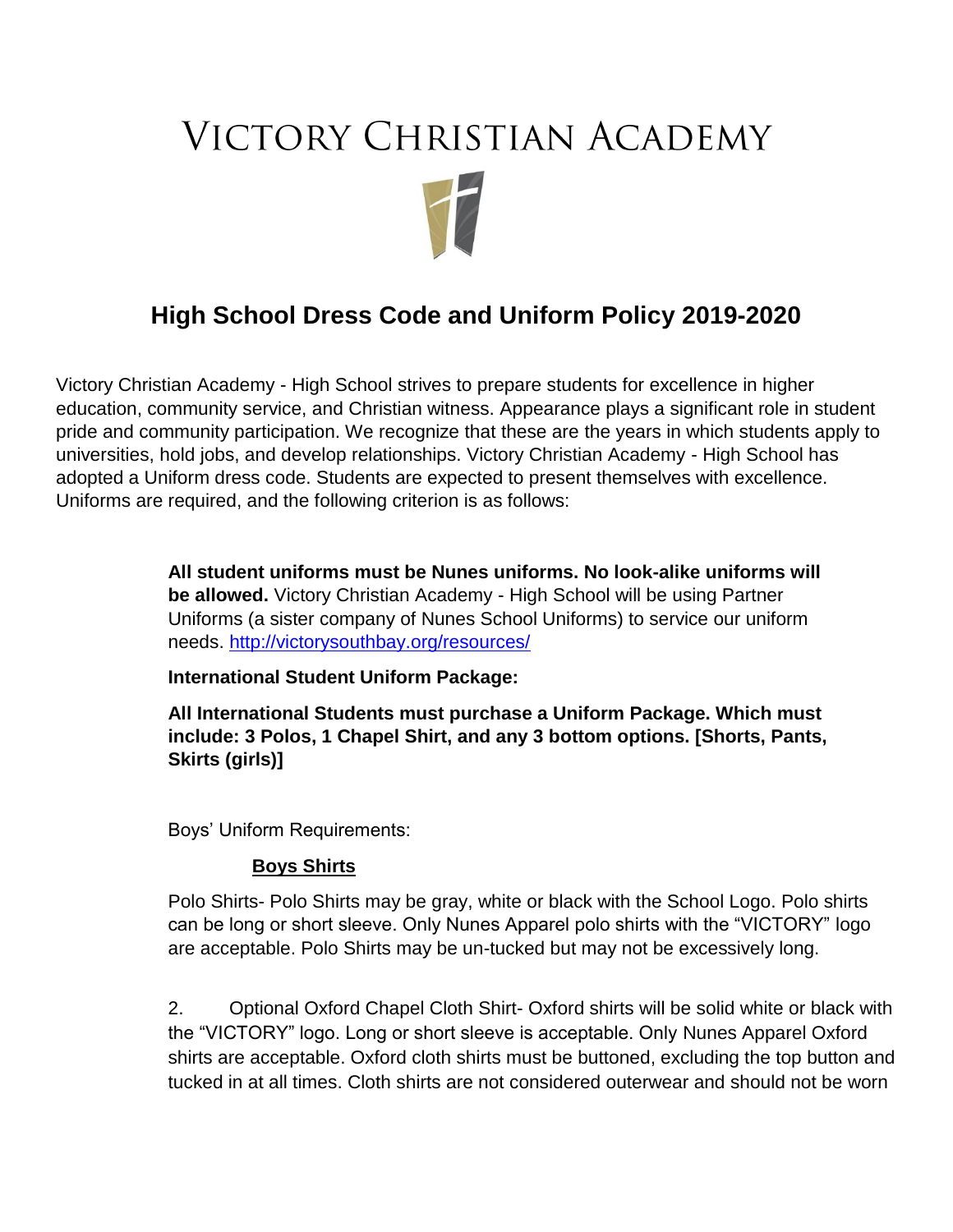# Victory Christian Academy

## High School Dress Code and Uniform Policy 2019-2020

Victory Christian Academy - High School strives to prepare students for excellence in higher education, community service, and Christian witness. Appearance plays a significant role in student pride and community participation. We recognize that these are the years in which students apply to universities, hold jobs, and develop relationships. Victory Christian Academy - High School has adopted a Uniform dress code. Students are expected to present themselves with excellence. Uniforms are required, and the following criterion is as follows:

**All student uniforms must be Nunes uniforms. No look-alike uniforms will be allowed.** Victory Christian Academy - High School will be using Partner Uniforms (a sister company of Nunes School Uniforms) to service our uniform needs. [http://victorysouthbay.org/resources/](http://victorysouthbay.org/resources/)

**International Student Uniform Package:**

**All International Students must purchase a Uniform Package. Which must include: 3 Polos, 1 Chapel Shirt, and any 3 bottom options. [Shorts, Pants, Skirts (girls)]**

Boys' Uniform Requirements:

**<u>Boys Shirts</u>**

Polo Shirts- Polo Shirts may be gray, white or black with the School Logo. Polo shirts can be long or short sleeve. Only Nunes Apparel polo shirts with the "VICTORY" logo are acceptable. Polo Shirts may be un-tucked but may not be excessively long.

2. Optional Oxford Chapel Cloth Shirt- Oxford shirts will be solid white or black with the "VICTORY" logo. Long or short sleeve is acceptable. Only Nunes Apparel Oxford shirts are acceptable. Oxford cloth shirts must be buttoned, excluding the top button and tucked in at all times. Cloth shirts are not considered outerwear and should not be worn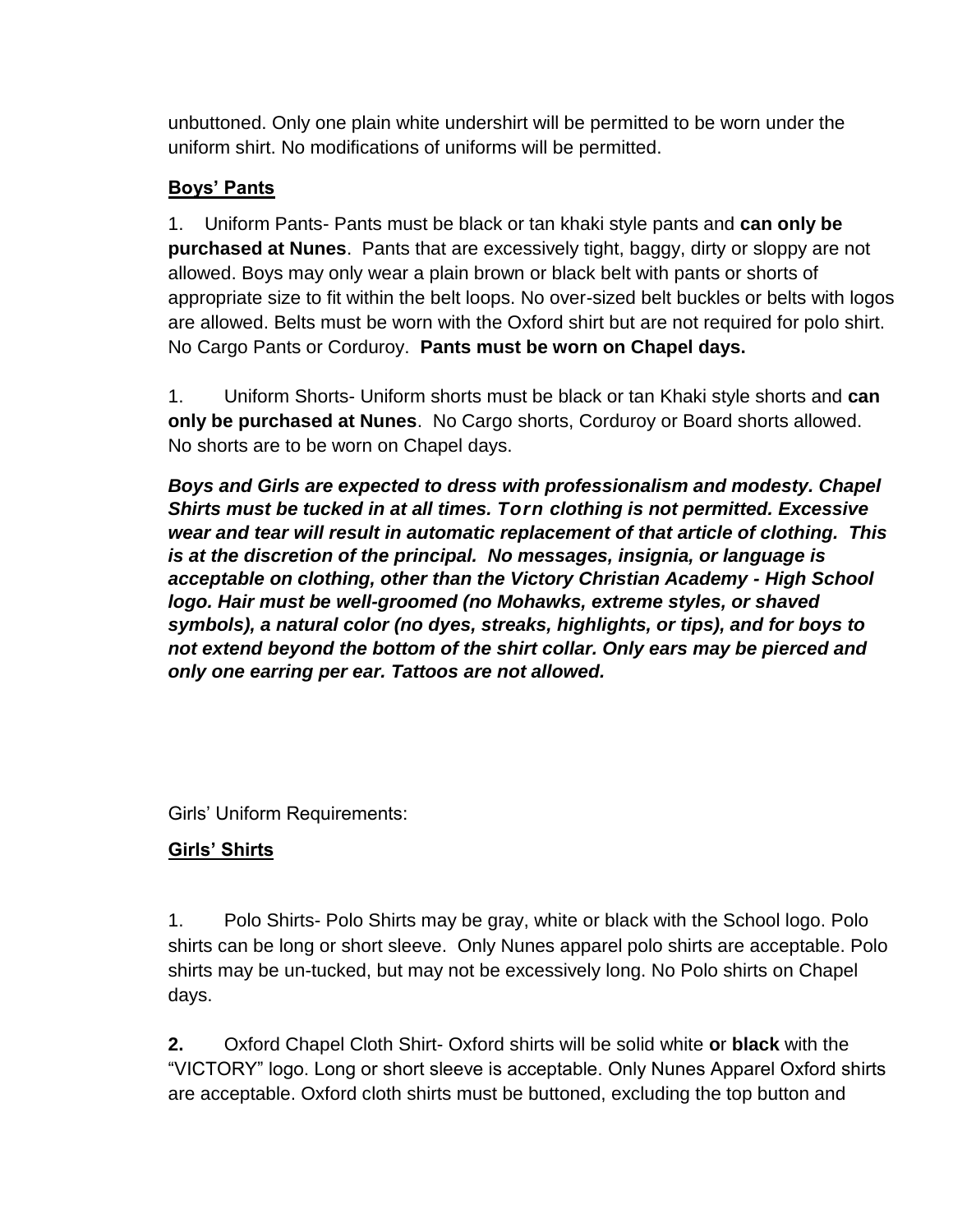unbuttoned. Only one plain white undershirt will be permitted to be worn under the uniform shirt. No modifications of uniforms will be permitted.

**Boys' Pants**

1. Uniform Pants- Pants must be black or tan khaki style pants and **can only be purchased at Nunes**. Pants that are excessively tight, baggy, dirty or sloppy are not allowed. Boys may only wear a plain brown or black belt with pants or shorts of appropriate size to fit within the belt loops. No over-sized belt buckles or belts with logos are allowed. Belts must be worn with the Oxford shirt but are not required for polo shirt. No Cargo Pants or Corduroy. **Pants must be worn on Chapel days.**

1. Uniform Shorts- Uniform shorts must be black or tan Khaki style shorts and **can only be purchased at Nunes**. No Cargo shorts, Corduroy or Board shorts allowed. No shorts are to be worn on Chapel days.

***Boys and Girls are expected to dress with professionalism and modesty. Chapel Shirts must be tucked in at all times. Torn clothing is not permitted. Excessive wear and tear will result in automatic replacement of that article of clothing. This is at the discretion of the principal. No messages, insignia, or language is acceptable on clothing, other than the Victory Christian Academy - High School logo. Hair must be well-groomed (no Mohawks, extreme styles, or shaved symbols), a natural color (no dyes, streaks, highlights, or tips), and for boys to not extend beyond the bottom of the shirt collar. Only ears may be pierced and only one earring per ear. Tattoos are not allowed.***

Girls' Uniform Requirements:

**Girls' Shirts**

1. Polo Shirts- Polo Shirts may be gray, white or black with the School logo. Polo shirts can be long or short sleeve. Only Nunes apparel polo shirts are acceptable. Polo shirts may be un-tucked, but may not be excessively long. No Polo shirts on Chapel days.

**2.** Oxford Chapel Cloth Shirt- Oxford shirts will be solid white **or black** with the "VICTORY" logo. Long or short sleeve is acceptable. Only Nunes Apparel Oxford shirts are acceptable. Oxford cloth shirts must be buttoned, excluding the top button and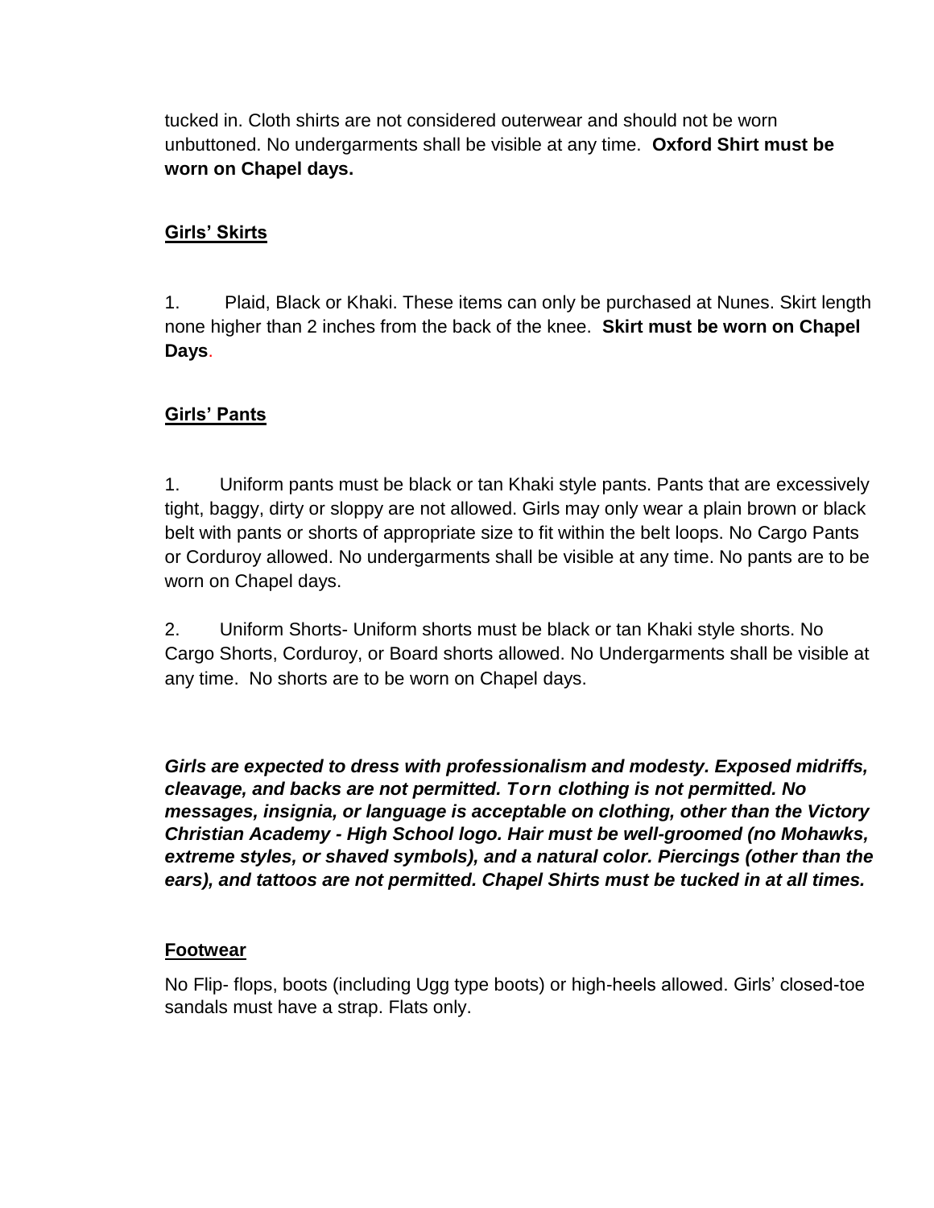tucked in. Cloth shirts are not considered outerwear and should not be worn unbuttoned. No undergarments shall be visible at any time. **Oxford Shirt must be worn on Chapel days.**

## Girls' Skirts

1. Plaid, Black or Khaki. These items can only be purchased at Nunes. Skirt length none higher than 2 inches from the back of the knee. **Skirt must be worn on Chapel Days**.

## Girls' Pants

1. Uniform pants must be black or tan Khaki style pants. Pants that are excessively tight, baggy, dirty or sloppy are not allowed. Girls may only wear a plain brown or black belt with pants or shorts of appropriate size to fit within the belt loops. No Cargo Pants or Corduroy allowed. No undergarments shall be visible at any time. No pants are to be worn on Chapel days.

2. Uniform Shorts- Uniform shorts must be black or tan Khaki style shorts. No Cargo Shorts, Corduroy, or Board shorts allowed. No Undergarments shall be visible at any time. No shorts are to be worn on Chapel days.

***Girls are expected to dress with professionalism and modesty. Exposed midriffs, cleavage, and backs are not permitted. Torn clothing is not permitted. No messages, insignia, or language is acceptable on clothing, other than the Victory Christian Academy - High School logo. Hair must be well-groomed (no Mohawks, extreme styles, or shaved symbols), and a natural color. Piercings (other than the ears), and tattoos are not permitted. Chapel Shirts must be tucked in at all times.***

## Footwear

No Flip- flops, boots (including Ugg type boots) or high-heels allowed. Girls' closed-toe sandals must have a strap. Flats only.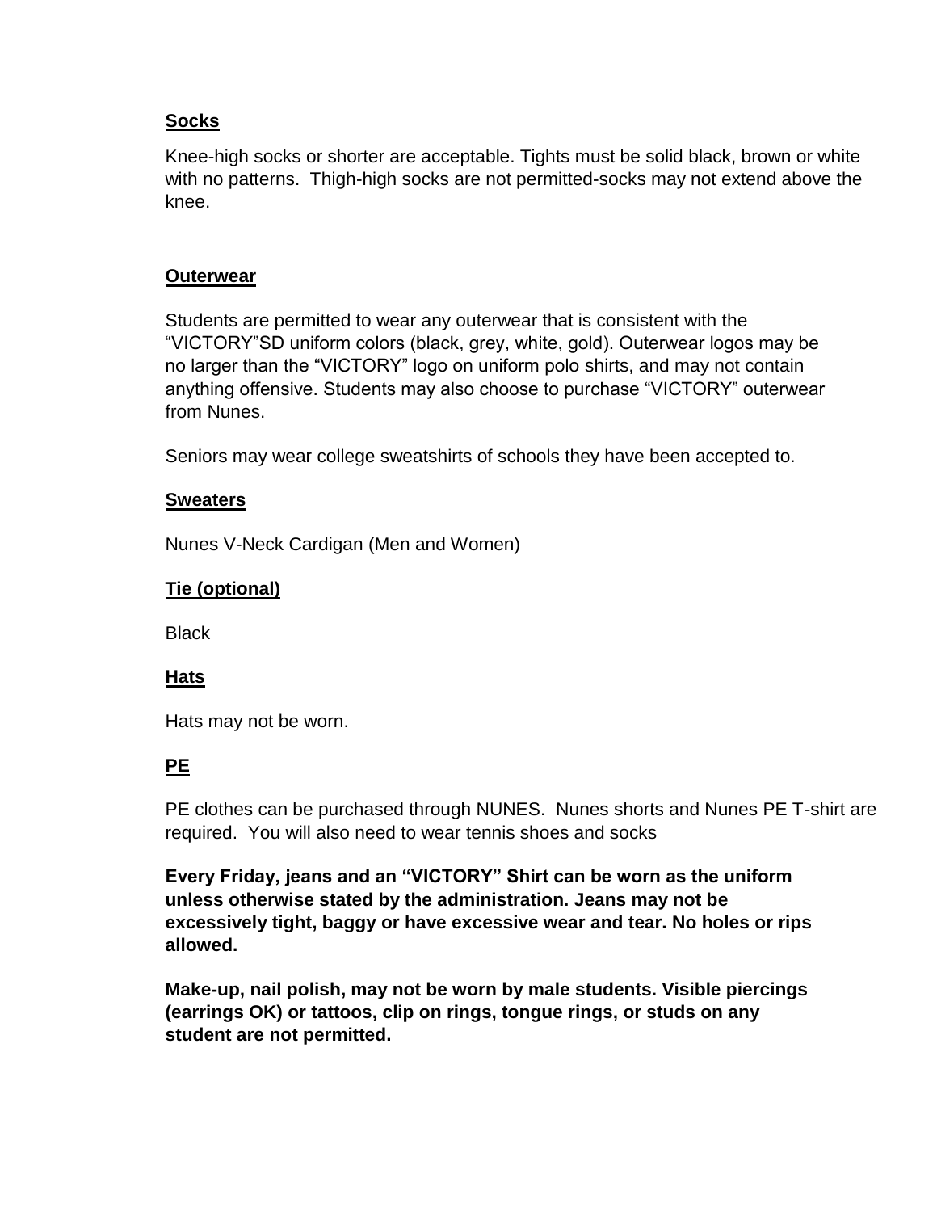**Socks**

Knee-high socks or shorter are acceptable. Tights must be solid black, brown or white with no patterns.  Thigh-high socks are not permitted-socks may not extend above the knee.

**Outerwear**

Students are permitted to wear any outerwear that is consistent with the "VICTORY"SD uniform colors (black, grey, white, gold). Outerwear logos may be no larger than the "VICTORY" logo on uniform polo shirts, and may not contain anything offensive. Students may also choose to purchase "VICTORY" outerwear from Nunes.

Seniors may wear college sweatshirts of schools they have been accepted to.

**Sweaters**

Nunes V-Neck Cardigan (Men and Women)

**Tie (optional)**

Black

**Hats**

Hats may not be worn.

**PE**

PE clothes can be purchased through NUNES.  Nunes shorts and Nunes PE T-shirt are required.  You will also need to wear tennis shoes and socks

**Every Friday, jeans and an "VICTORY" Shirt can be worn as the uniform unless otherwise stated by the administration. Jeans may not be excessively tight, baggy or have excessive wear and tear. No holes or rips allowed.**

**Make-up, nail polish, may not be worn by male students. Visible piercings (earrings OK) or tattoos, clip on rings, tongue rings, or studs on any student are not permitted.**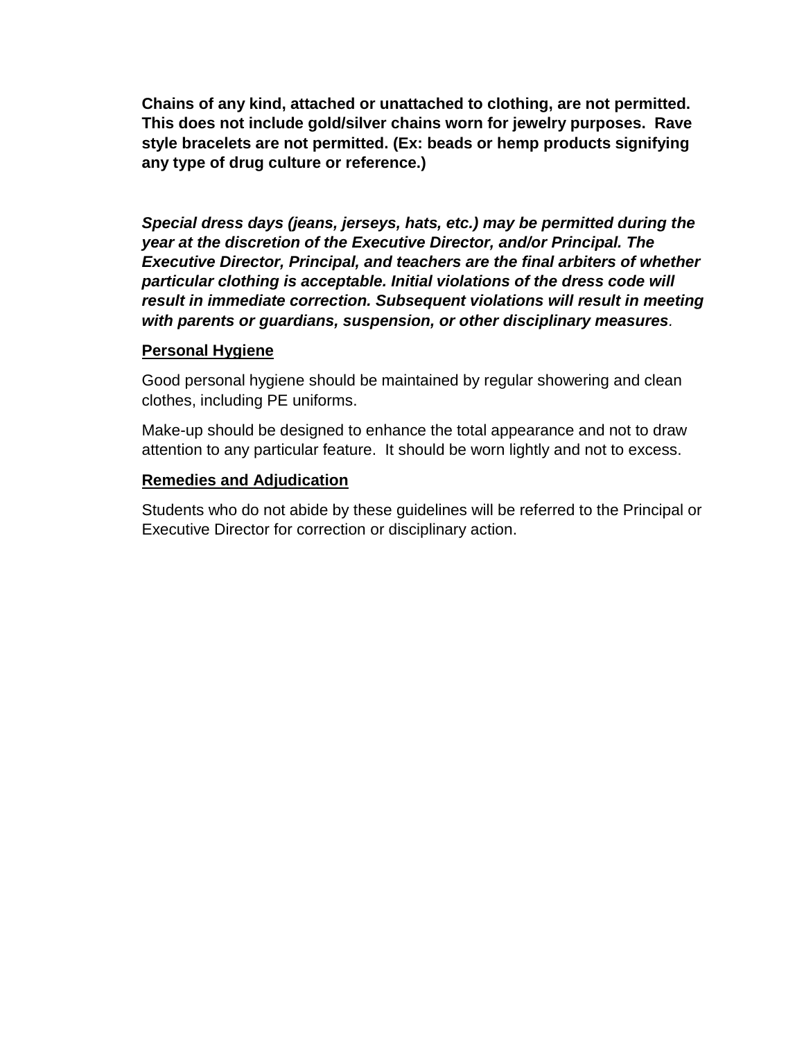**Chains of any kind, attached or unattached to clothing, are not permitted. This does not include gold/silver chains worn for jewelry purposes. Rave style bracelets are not permitted. (Ex: beads or hemp products signifying any type of drug culture or reference.)**

***Special dress days (jeans, jerseys, hats, etc.) may be permitted during the year at the discretion of the Executive Director, and/or Principal. The Executive Director, Principal, and teachers are the final arbiters of whether particular clothing is acceptable. Initial violations of the dress code will result in immediate correction. Subsequent violations will result in meeting with parents or guardians, suspension, or other disciplinary measures.***

**Personal Hygiene**

Good personal hygiene should be maintained by regular showering and clean clothes, including PE uniforms.

Make-up should be designed to enhance the total appearance and not to draw attention to any particular feature. It should be worn lightly and not to excess.

**Remedies and Adjudication**

Students who do not abide by these guidelines will be referred to the Principal or Executive Director for correction or disciplinary action.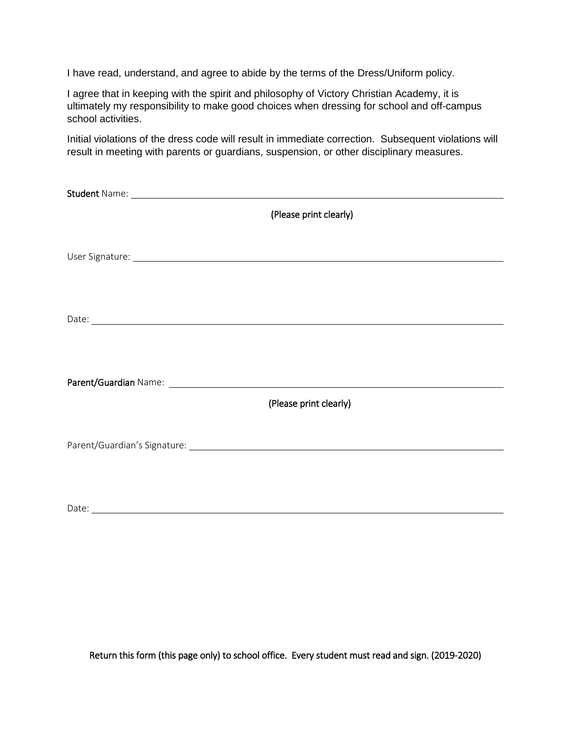I have read, understand, and agree to abide by the terms of the Dress/Uniform policy.

I agree that in keeping with the spirit and philosophy of Victory Christian Academy, it is ultimately my responsibility to make good choices when dressing for school and off-campus school activities.

Initial violations of the dress code will result in immediate correction. Subsequent violations will result in meeting with parents or guardians, suspension, or other disciplinary measures.

**Student** Name: ______________________________________________

(Please print clearly)

User Signature: ______________________________________________

Date: ______________________________________________

**Parent/Guardian** Name: ______________________________________________

(Please print clearly)

Parent/Guardian's Signature: ______________________________________________

Date: ______________________________________________

Return this form (this page only) to school office. Every student must read and sign. (2019-2020)